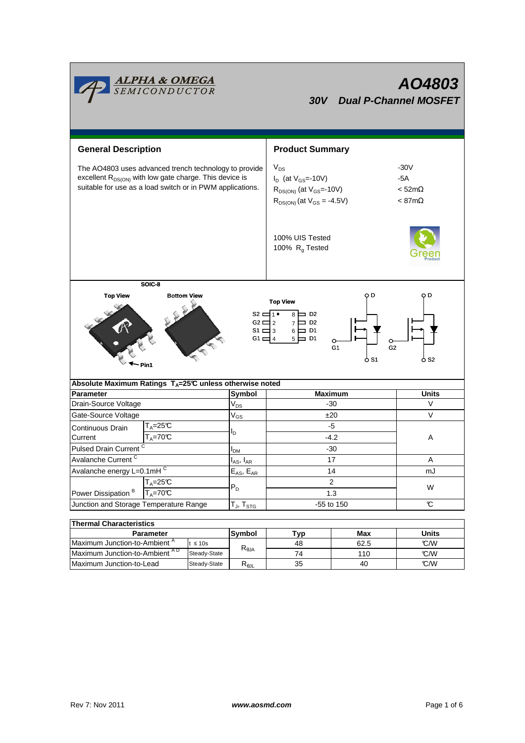# AO4803

## 30V Dual P-Channel MOSFET

## General Description

The AO4803 uses advanced trench technology to provide excellent $R_{DS(ON)}$ with low gate charge. This device is suitable for use as a load switch or in PWM applications.

## Product Summary

| | |
|---|---|
| $V_{DS}$ | -30V |
| $I_D$ (at $V_{GS}$=-10V) | -5A |
| $R_{DS(ON)}$ (at $V_{GS}$=-10V) | < 52mΩ |
| $R_{DS(ON)}$ (at $V_{GS}$ = -4.5V) | < 87mΩ |

100% UIS Tested
100% $R_g$ Tested

SOIC-8

Top View | Bottom View | Pin1

Top View

| Pin | | Pin |
|---|---|---|
| S2 1 | | 8 D2 |
| G2 2 | | 7 D2 |
| S1 3 | | 6 D1 |
| G1 4 | | 5 D1 |

## Absolute Maximum Ratings $T_A$=25℃ unless otherwise noted

| Parameter | | Symbol | Maximum | Units |
|---|---|---|---|---|
| Drain-Source Voltage | | $V_{DS}$ | -30 | V |
| Gate-Source Voltage | | $V_{GS}$ | ±20 | V |
| Continuous Drain Current | $T_A$=25℃ | $I_D$ | -5 | A |
| | $T_A$=70℃ | | -4.2 | |
| Pulsed Drain Current [C] | | $I_{DM}$ | -30 | |
| Avalanche Current [C] | | $I_{AS}$, $I_{AR}$ | 17 | A |
| Avalanche energy L=0.1mH [C] | | $E_{AS}$, $E_{AR}$ | 14 | mJ |
| Power Dissipation [B] | $T_A$=25℃ | $P_D$ | 2 | W |
| | $T_A$=70℃ | | 1.3 | |
| Junction and Storage Temperature Range | | $T_J$, $T_{STG}$ | -55 to 150 | ℃ |

## Thermal Characteristics

| Parameter | | Symbol | Typ | Max | Units |
|---|---|---|---|---|---|
| Maximum Junction-to-Ambient [A] | t ≤ 10s | $R_{\theta JA}$ | 48 | 62.5 | ℃/W |
| Maximum Junction-to-Ambient [AD] | Steady-State | | 74 | 110 | ℃/W |
| Maximum Junction-to-Lead | Steady-State | $R_{\theta JL}$ | 35 | 40 | ℃/W |

Rev 7: Nov 2011 www.aosmd.com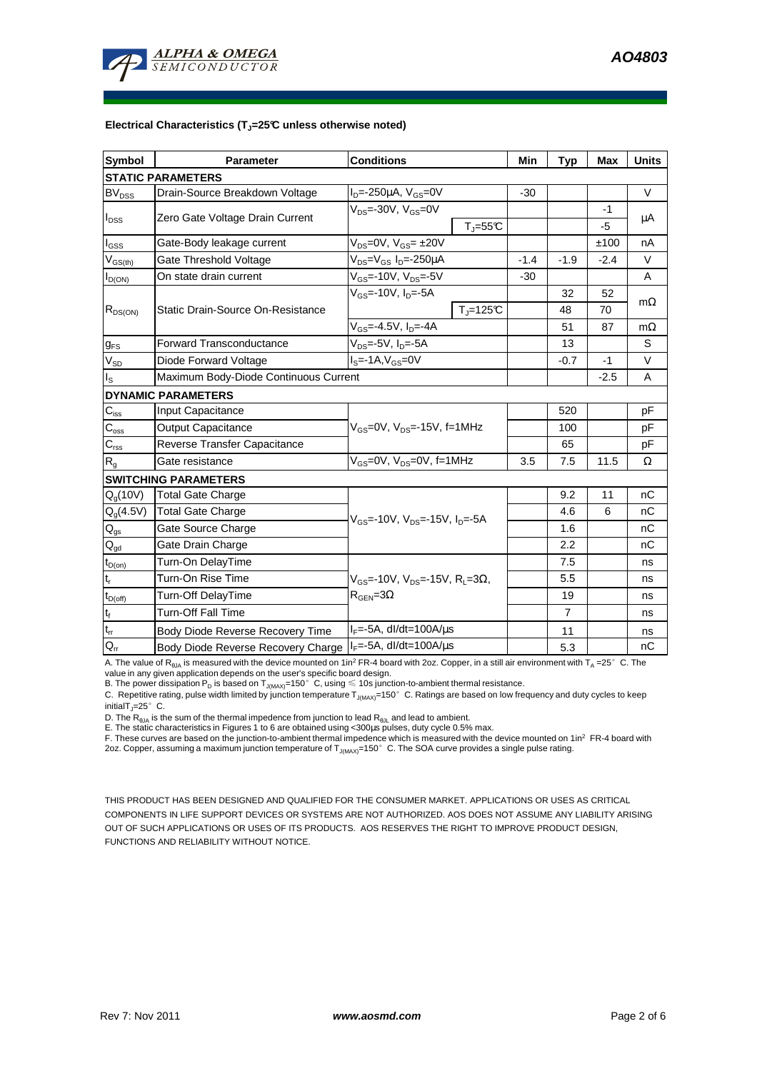### Electrical Characteristics ($T_J$=25°C unless otherwise noted)

| Symbol | Parameter | Conditions | | Min | Typ | Max | Units |
|---|---|---|---|---|---|---|---|
| **STATIC PARAMETERS** | | | | | | | |
| $BV_{DSS}$ | Drain-Source Breakdown Voltage | $I_D$=-250µA, $V_{GS}$=0V | | -30 | | | V |
| $I_{DSS}$ | Zero Gate Voltage Drain Current | $V_{DS}$=-30V, $V_{GS}$=0V | | | | -1 | µA |
| | | | $T_J$=55°C | | | -5 | |
| $I_{GSS}$ | Gate-Body leakage current | $V_{DS}$=0V, $V_{GS}$= ±20V | | | | ±100 | nA |
| $V_{GS(th)}$ | Gate Threshold Voltage | $V_{DS}$=$V_{GS}$ $I_D$=-250µA | | -1.4 | -1.9 | -2.4 | V |
| $I_{D(ON)}$ | On state drain current | $V_{GS}$=-10V, $V_{DS}$=-5V | | -30 | | | A |
| $R_{DS(ON)}$ | Static Drain-Source On-Resistance | $V_{GS}$=-10V, $I_D$=-5A | | | 32 | 52 | mΩ |
| | | | $T_J$=125°C | | 48 | 70 | |
| | | $V_{GS}$=-4.5V, $I_D$=-4A | | | 51 | 87 | mΩ |
| $g_{FS}$ | Forward Transconductance | $V_{DS}$=-5V, $I_D$=-5A | | | 13 | | S |
| $V_{SD}$ | Diode Forward Voltage | $I_S$=-1A,$V_{GS}$=0V | | | -0.7 | -1 | V |
| $I_S$ | Maximum Body-Diode Continuous Current | | | | | -2.5 | A |
| **DYNAMIC PARAMETERS** | | | | | | | |
| $C_{iss}$ | Input Capacitance | $V_{GS}$=0V, $V_{DS}$=-15V, f=1MHz | | | 520 | | pF |
| $C_{oss}$ | Output Capacitance | | | | 100 | | pF |
| $C_{rss}$ | Reverse Transfer Capacitance | | | | 65 | | pF |
| $R_g$ | Gate resistance | $V_{GS}$=0V, $V_{DS}$=0V, f=1MHz | | 3.5 | 7.5 | 11.5 | Ω |
| **SWITCHING PARAMETERS** | | | | | | | |
| $Q_g$(10V) | Total Gate Charge | $V_{GS}$=-10V, $V_{DS}$=-15V, $I_D$=-5A | | | 9.2 | 11 | nC |
| $Q_g$(4.5V) | Total Gate Charge | | | | 4.6 | 6 | nC |
| $Q_{gs}$ | Gate Source Charge | | | | 1.6 | | nC |
| $Q_{gd}$ | Gate Drain Charge | | | | 2.2 | | nC |
| $t_{D(on)}$ | Turn-On DelayTime | $V_{GS}$=-10V, $V_{DS}$=-15V, $R_L$=3Ω, $R_{GEN}$=3Ω | | | 7.5 | | ns |
| $t_r$ | Turn-On Rise Time | | | | 5.5 | | ns |
| $t_{D(off)}$ | Turn-Off DelayTime | | | | 19 | | ns |
| $t_f$ | Turn-Off Fall Time | | | | 7 | | ns |
| $t_{rr}$ | Body Diode Reverse Recovery Time | $I_F$=-5A, dI/dt=100A/µs | | | 11 | | ns |
| $Q_{rr}$ | Body Diode Reverse Recovery Charge | $I_F$=-5A, dI/dt=100A/µs | | | 5.3 | | nC |

A. The value of $R_{\theta JA}$ is measured with the device mounted on 1in² FR-4 board with 2oz. Copper, in a still air environment with $T_A$ =25° C. The value in any given application depends on the user's specific board design.
B. The power dissipation $P_D$ is based on $T_{J(MAX)}$=150° C, using ≤ 10s junction-to-ambient thermal resistance.
C. Repetitive rating, pulse width limited by junction temperature $T_{J(MAX)}$=150° C. Ratings are based on low frequency and duty cycles to keep initial$T_J$=25° C.
D. The $R_{\theta JA}$ is the sum of the thermal impedence from junction to lead $R_{\theta JL}$ and lead to ambient.
E. The static characteristics in Figures 1 to 6 are obtained using <300µs pulses, duty cycle 0.5% max.
F. These curves are based on the junction-to-ambient thermal impedence which is measured with the device mounted on 1in² FR-4 board with 2oz. Copper, assuming a maximum junction temperature of $T_{J(MAX)}$=150° C. The SOA curve provides a single pulse rating.

THIS PRODUCT HAS BEEN DESIGNED AND QUALIFIED FOR THE CONSUMER MARKET. APPLICATIONS OR USES AS CRITICAL COMPONENTS IN LIFE SUPPORT DEVICES OR SYSTEMS ARE NOT AUTHORIZED. AOS DOES NOT ASSUME ANY LIABILITY ARISING OUT OF SUCH APPLICATIONS OR USES OF ITS PRODUCTS. AOS RESERVES THE RIGHT TO IMPROVE PRODUCT DESIGN, FUNCTIONS AND RELIABILITY WITHOUT NOTICE.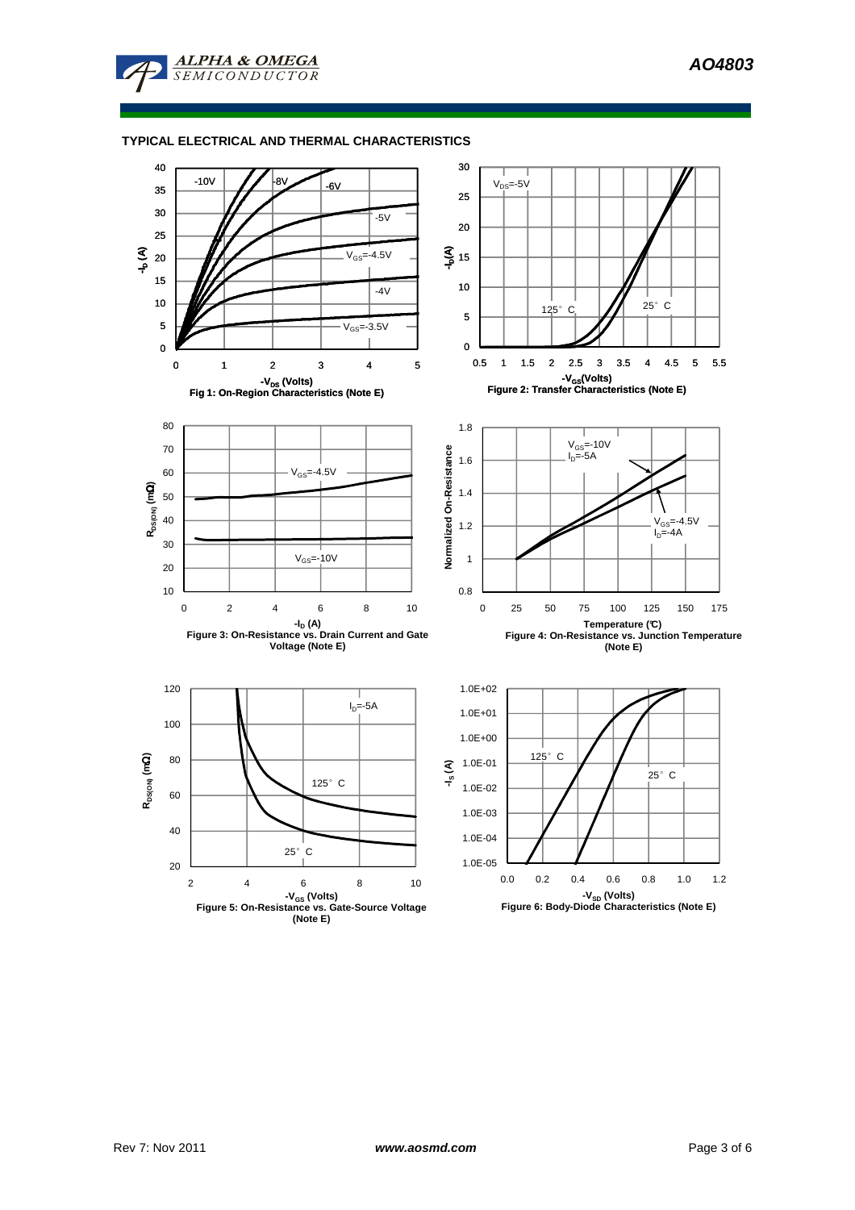## TYPICAL ELECTRICAL AND THERMAL CHARACTERISTICS

**Fig 1: On-Region Characteristics (Note E)**

**Figure 2: Transfer Characteristics (Note E)**

**Figure 3: On-Resistance vs. Drain Current and Gate Voltage (Note E)**

**Figure 4: On-Resistance vs. Junction Temperature (Note E)**

**Figure 5: On-Resistance vs. Gate-Source Voltage (Note E)**

**Figure 6: Body-Diode Characteristics (Note E)**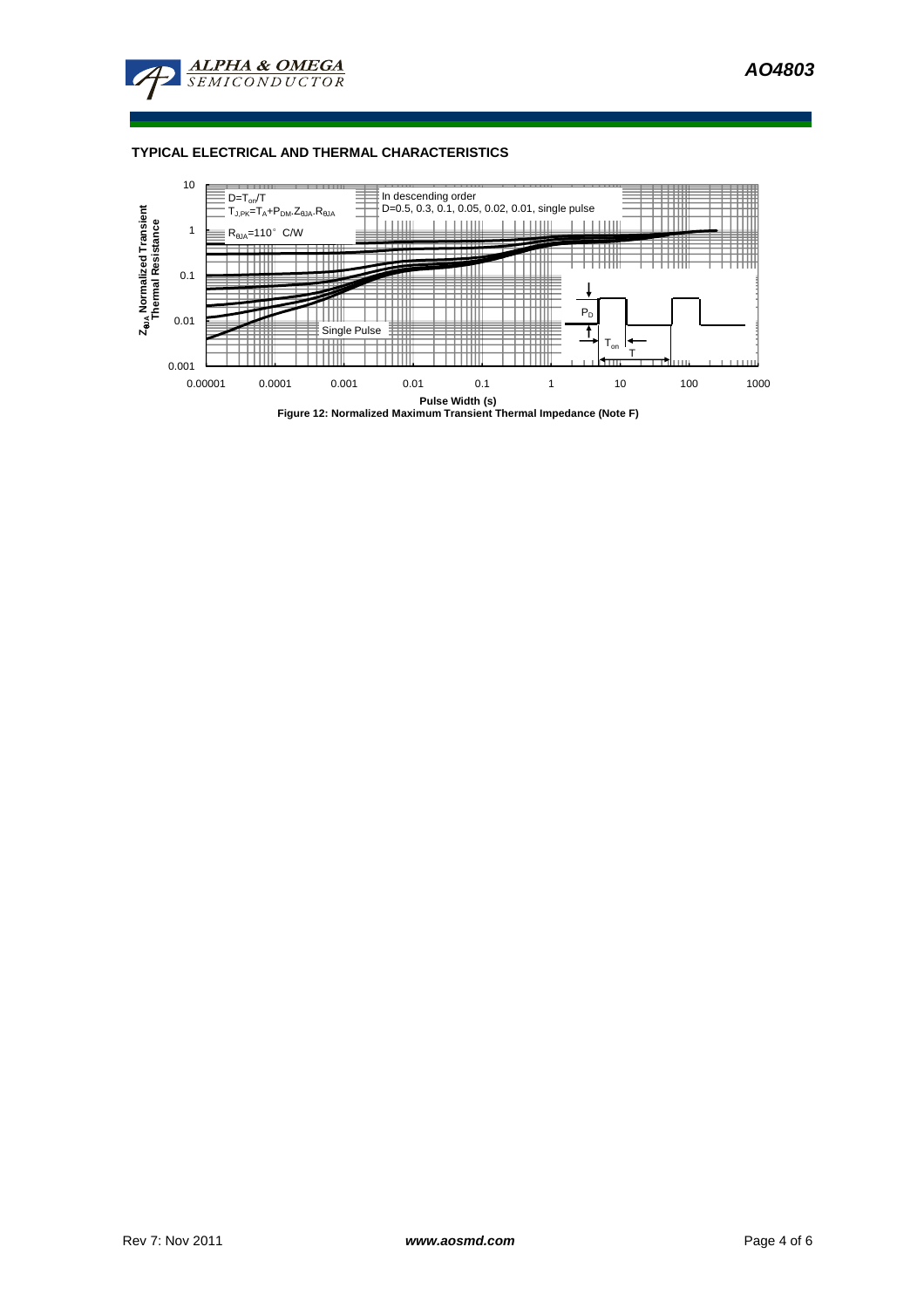## TYPICAL ELECTRICAL AND THERMAL CHARACTERISTICS

Figure 12: Normalized Maximum Transient Thermal Impedance (Note F)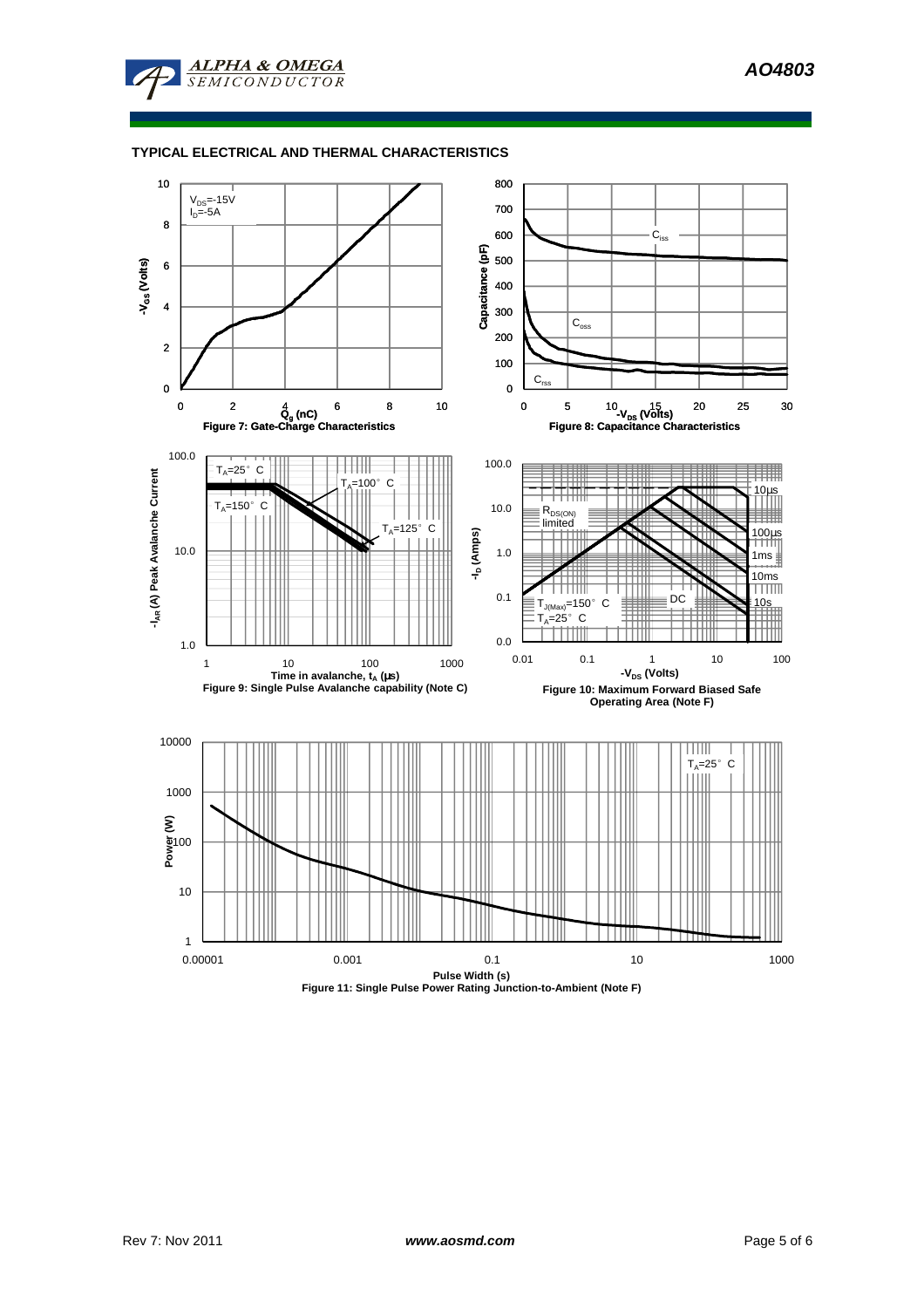## TYPICAL ELECTRICAL AND THERMAL CHARACTERISTICS

$V_{DS}$=-15V
$I_D$=-5A

$-V_{GS}$ (Volts)

$Q_g$ (nC)

Figure 7: Gate-Charge Characteristics

$C_{iss}$

$C_{oss}$

$C_{rss}$

Capacitance (pF)

$-V_{DS}$ (Volts)

Figure 8: Capacitance Characteristics

$T_A$=25° C

$T_A$=100° C

$T_A$=150° C

$T_A$=125° C

$-I_{AR}$ (A) Peak Avalanche Current

Time in avalanche, $t_A$ (μs)

Figure 9: Single Pulse Avalanche capability (Note C)

$R_{DS(ON)}$ limited

10μs

100μs

1ms

10ms

10s

DC

$T_{J(Max)}$=150° C
$T_A$=25° C

$-I_D$ (Amps)

$-V_{DS}$ (Volts)

Figure 10: Maximum Forward Biased Safe Operating Area (Note F)

$T_A$=25° C

Power (W)

Pulse Width (s)

Figure 11: Single Pulse Power Rating Junction-to-Ambient (Note F)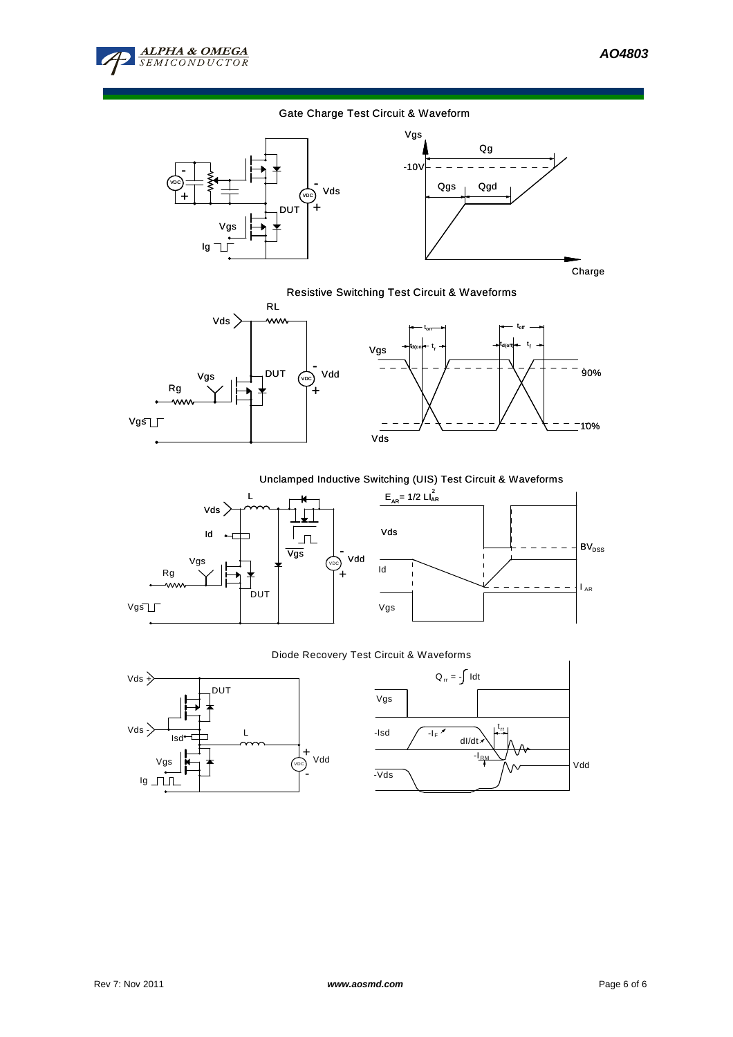## Gate Charge Test Circuit & Waveform

VDC

Vds

DUT

Vgs

Ig

Vgs

Qg

-10V

Qgs

Qgd

Charge

## Resistive Switching Test Circuit & Waveforms

RL

Vds

Vgs

DUT

Vdd

Rg

Vgs

$t_{on}$

$t_{d(on)}$ $t_r$

$t_{off}$

$t_{d(off)}$ $t_f$

Vgs

90%

10%

Vds

## Unclamped Inductive Switching (UIS) Test Circuit & Waveforms

L

Vds

Id

Vgs

Rg

Vgs

DUT

Vgs

Vdd

$E_{AR} = 1/2\ LI_{AR}^2$

Vds

$BV_{DSS}$

Id

$I_{AR}$

Vgs

## Diode Recovery Test Circuit & Waveforms

Vds +

DUT

Vds -

Isd

L

Vgs

Ig

Vdd

$Q_{rr} = -\int Idt$

Vgs

-Isd

$-I_F$

dI/dt

$t_{rr}$

$-I_{RM}$

-Vds

Vdd